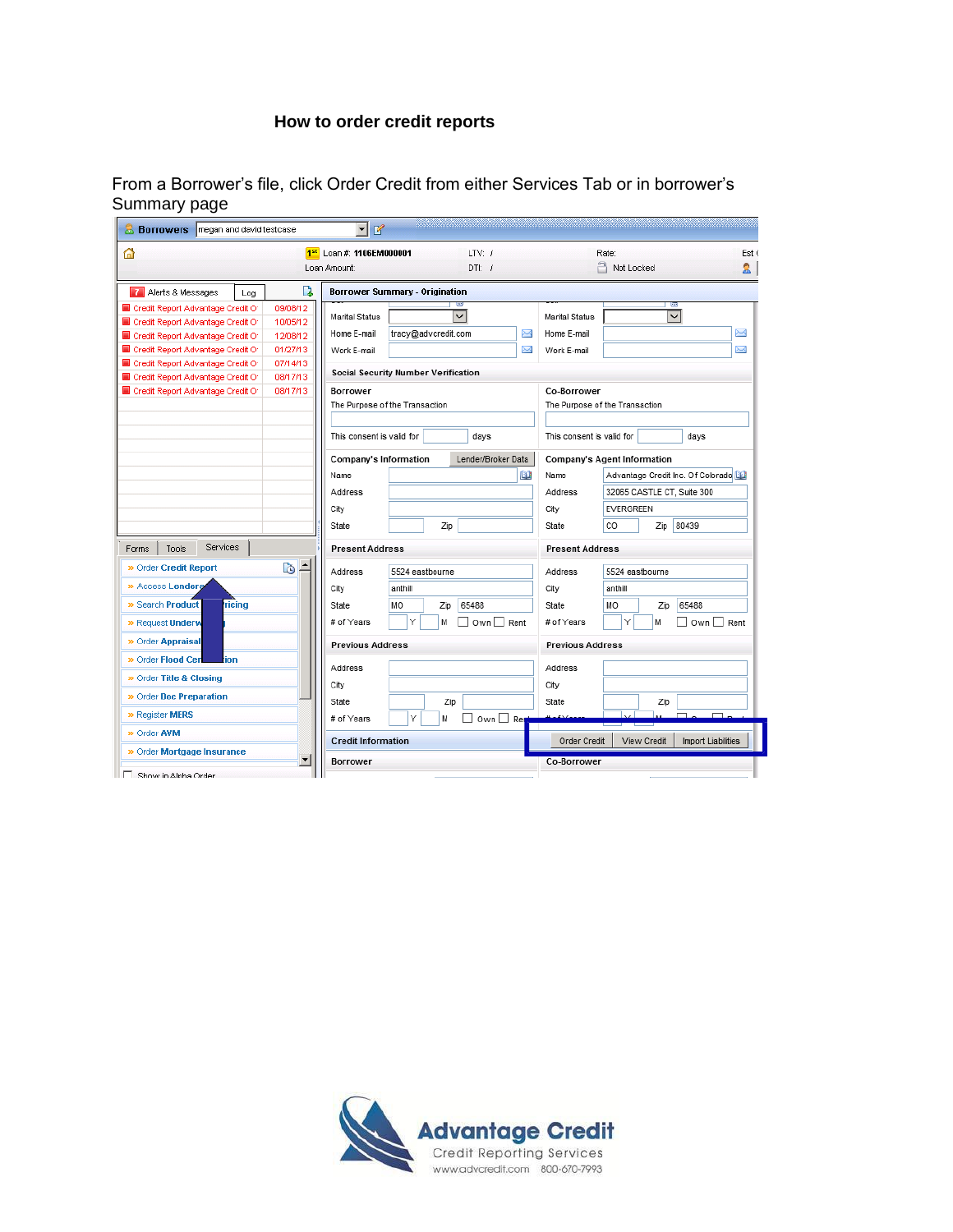# How to order credit reports

From a Borrower's file, click Order Credit from either Services Tab or in borrower's Summary page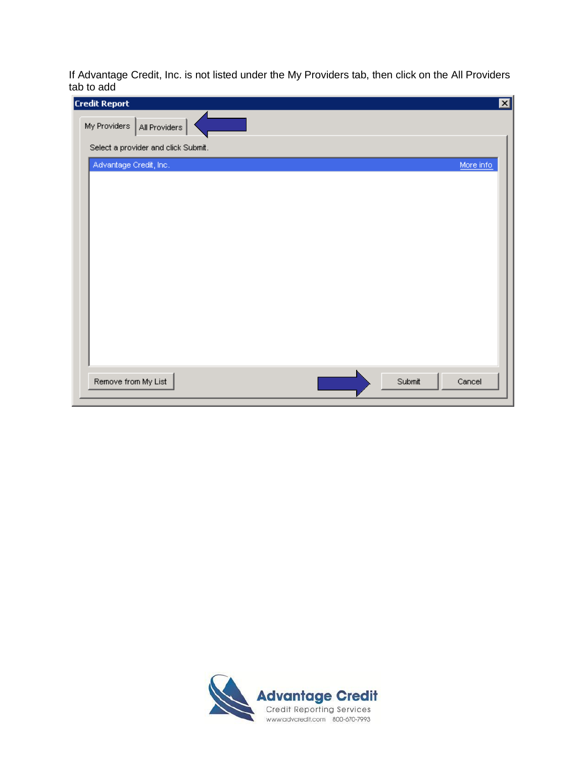If Advantage Credit, Inc. is not listed under the My Providers tab, then click on the All Providers tab to add

**Credit Report**

My Providers | All Providers

Select a provider and click Submit.

Advantage Credit, Inc. — More info

Remove from My List — Submit — Cancel

Advantage Credit
Credit Reporting Services
www.advcredit.com 800-670-7993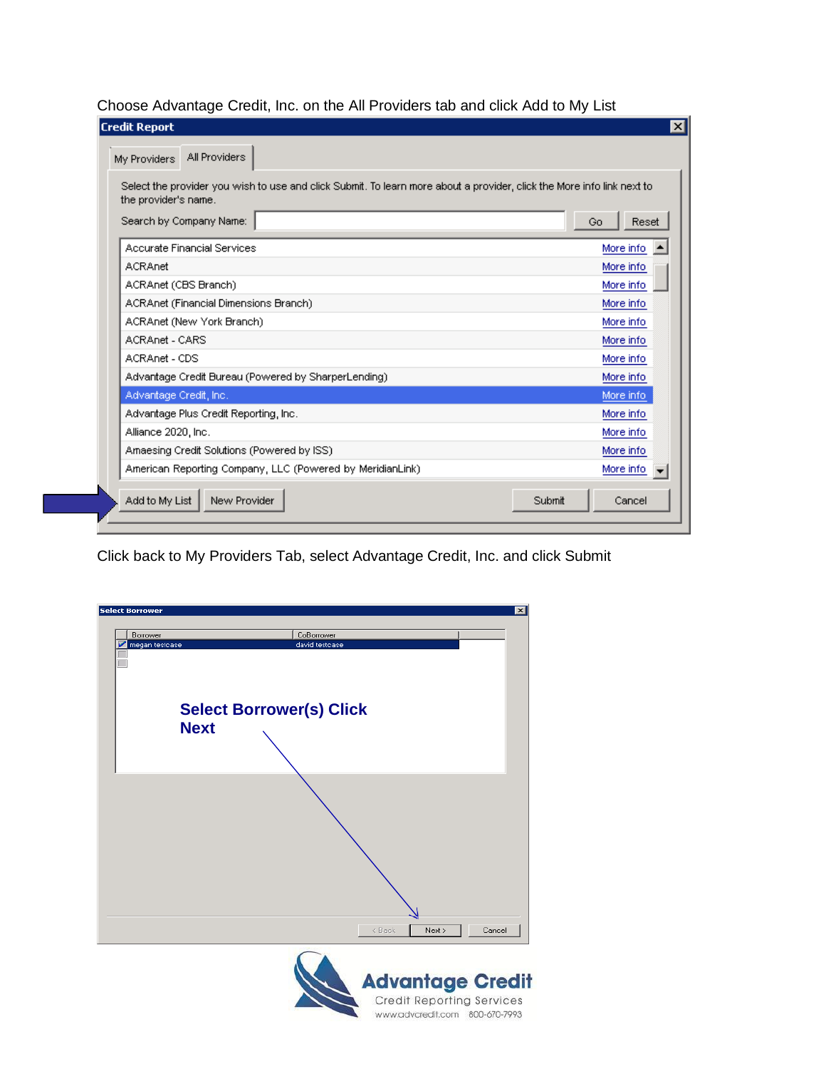Choose Advantage Credit, Inc. on the All Providers tab and click Add to My List

Click back to My Providers Tab, select Advantage Credit, Inc. and click Submit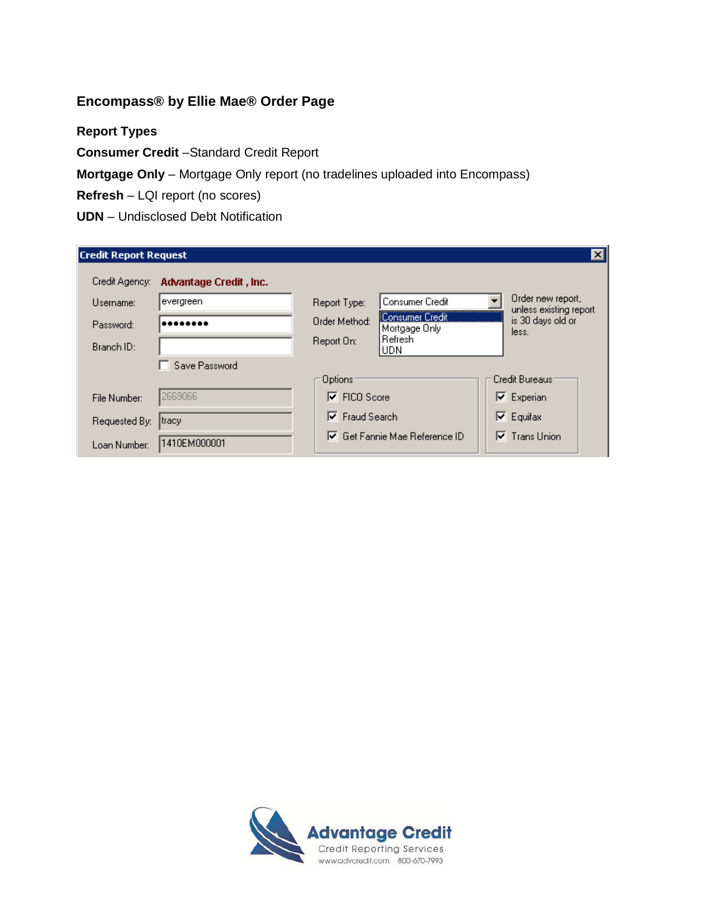## Encompass® by Ellie Mae® Order Page

### Report Types

**Consumer Credit** –Standard Credit Report

**Mortgage Only** – Mortgage Only report (no tradelines uploaded into Encompass)

**Refresh** – LQI report (no scores)

**UDN** – Undisclosed Debt Notification

**Credit Report Request**

Credit Agency: **Advantage Credit , Inc.**

Username: evergreen

Password: ••••••••

Branch ID:

☐ Save Password

File Number: 2669066

Requested By: tracy

Loan Number: 1410EM000001

Report Type: Consumer Credit

Order Method:

Report On:

- Consumer Credit
- Mortgage Only
- Refresh
- UDN

Order new report, unless existing report is 30 days old or less.

Options

- ☑ FICO Score
- ☑ Fraud Search
- ☑ Get Fannie Mae Reference ID

Credit Bureaus

- ☑ Experian
- ☑ Equifax
- ☑ Trans Union

Advantage Credit
Credit Reporting Services
www.advcredit.com 800-670-7993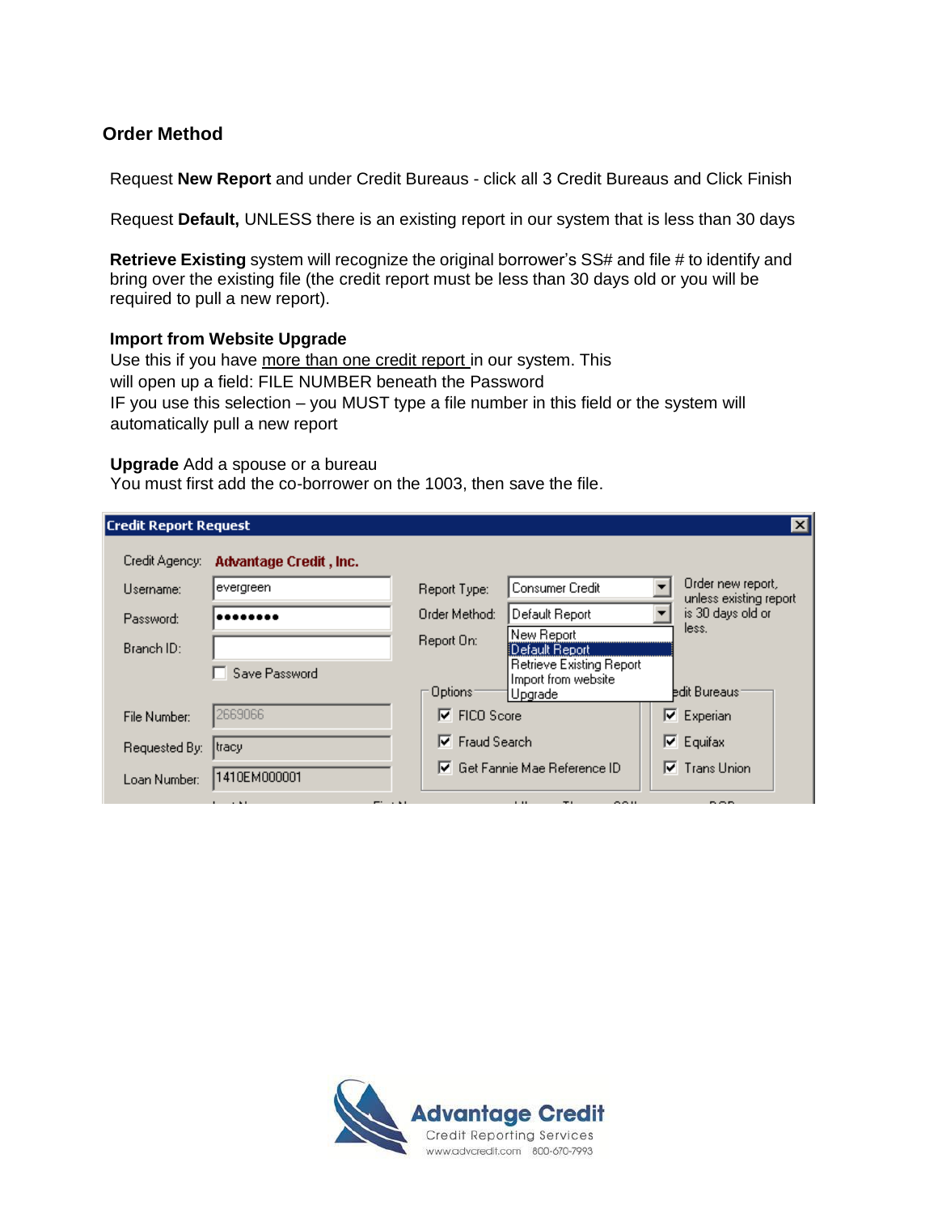## Order Method

Request **New Report** and under Credit Bureaus - click all 3 Credit Bureaus and Click Finish

Request **Default,** UNLESS there is an existing report in our system that is less than 30 days

**Retrieve Existing** system will recognize the original borrower's SS# and file # to identify and bring over the existing file (the credit report must be less than 30 days old or you will be required to pull a new report).

**Import from Website Upgrade**
Use this if you have more than one credit report in our system. This will open up a field: FILE NUMBER beneath the Password
IF you use this selection – you MUST type a file number in this field or the system will automatically pull a new report

**Upgrade** Add a spouse or a bureau
You must first add the co-borrower on the 1003, then save the file.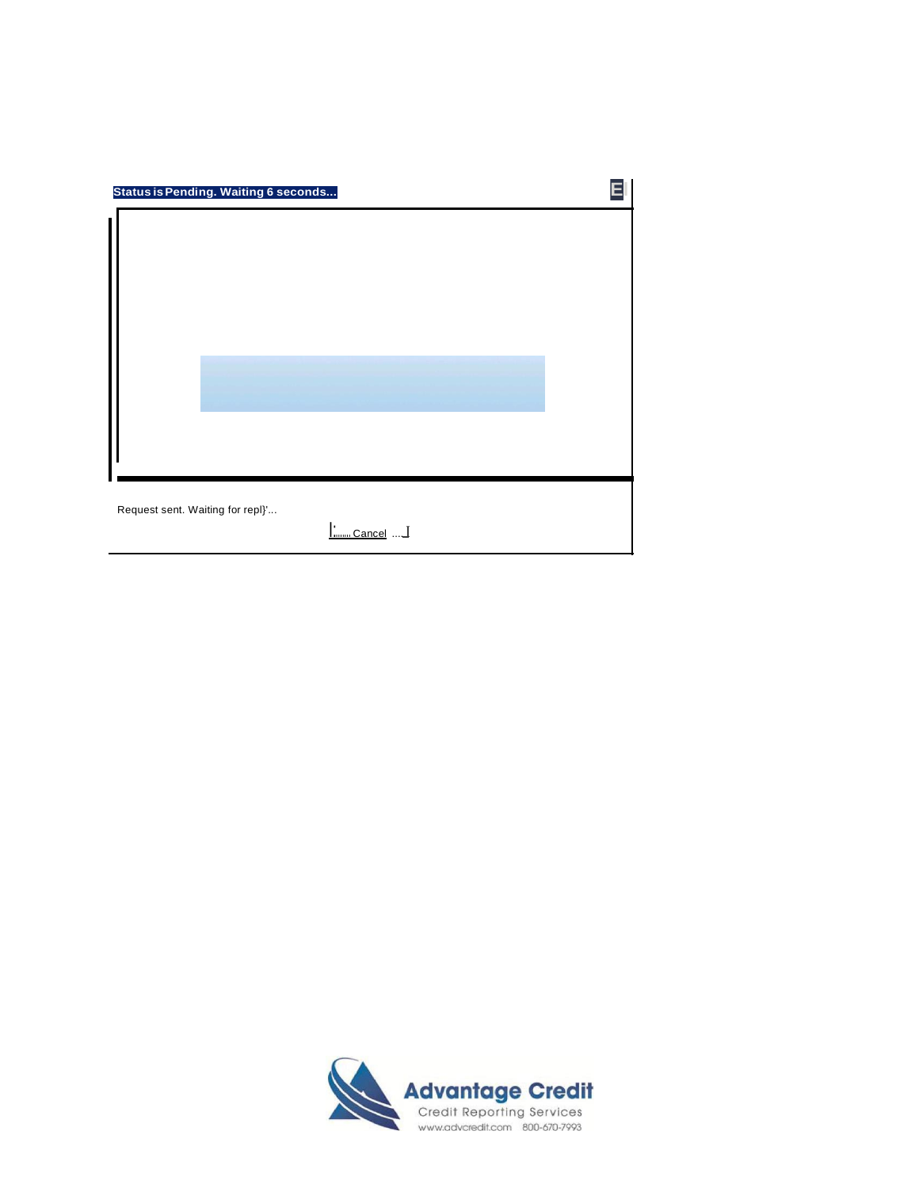Status is Pending. Waiting 6 seconds...

Request sent. Waiting for repl}'...

Cancel

Advantage Credit
Credit Reporting Services
www.advcredit.com 800-670-7993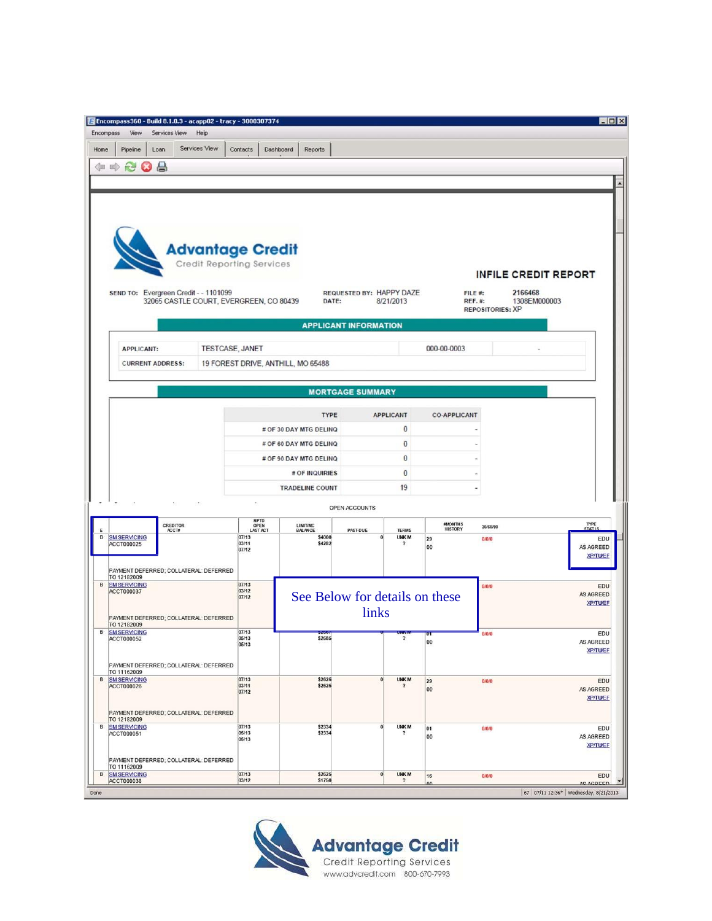Encompass360 - Build 8.1.0.3 - acapp02 - tracy - 3000307374

Encompass View Services View Help

Home | Pipeline | Loan | Services View | Contacts | Dashboard | Reports

**Advantage Credit**
Credit Reporting Services

## INFILE CREDIT REPORT

SEND TO: Evergreen Credit - - 1101099
32065 CASTLE COURT, EVERGREEN, CO 80439

REQUESTED BY: HAPPY DAZE
DATE: 8/21/2013

FILE #: 2166468
REF. #: 1308EM000003
REPOSITORIES: XP

### APPLICANT INFORMATION

| | | | |
|---|---|---|---|
| APPLICANT: | TESTCASE, JANET | 000-00-0003 | - |
| CURRENT ADDRESS: | 19 FOREST DRIVE, ANTHILL, MO 65488 | | |

### MORTGAGE SUMMARY

| TYPE | APPLICANT | CO-APPLICANT |
|---|---|---|
| # OF 30 DAY MTG DELINQ | 0 | - |
| # OF 60 DAY MTG DELINQ | 0 | - |
| # OF 90 DAY MTG DELINQ | 0 | - |
| # OF INQUIRIES | 0 | - |
| TRADELINE COUNT | 19 | - |

OPEN ACCOUNTS

| E | CREDITOR ACCT# | RPTD OPEN LAST ACT | LIMIT/HC BALANCE | PAST-DUE | TERMS | #MONTHS HISTORY | 30/60/90 | TYPE STATUS |
|---|---|---|---|---|---|---|---|---|
| B | SM SERVICING ACCT000025 PAYMENT DEFERRED; COLLATERAL: DEFERRED TO 12182009 | 07/13 03/11 07/12 | $4000 $4282 | 0 | UNK M ? | 29 00 | 0/0/0 | EDU AS AGREED XP/TU/EF |
| B | SM SERVICING ACCT000037 PAYMENT DEFERRED; COLLATERAL: DEFERRED TO 12182009 | 07/13 03/12 07/12 | | | | | 0/0/0 | EDU AS AGREED XP/TU/EF |
| B | SM SERVICING ACCT000052 PAYMENT DEFERRED; COLLATERAL: DEFERRED TO 11162009 | 07/13 05/13 05/13 | $2685 | | ? | 01 00 | 0/0/0 | EDU AS AGREED XP/TU/EF |
| B | SM SERVICING ACCT000026 PAYMENT DEFERRED; COLLATERAL: DEFERRED TO 12182009 | 07/13 03/11 07/12 | $2625 $2625 | 0 | UNK M ? | 29 00 | 0/0/0 | EDU AS AGREED XP/TU/EF |
| B | SM SERVICING ACCT000051 PAYMENT DEFERRED; COLLATERAL: DEFERRED TO 11162009 | 07/13 05/13 05/13 | $2334 $2334 | 0 | UNK M ? | 01 00 | 0/0/0 | EDU AS AGREED XP/TU/EF |
| B | SM SERVICING ACCT000038 | 07/13 03/12 | $2625 $1750 | 0 | UNK M ? | 16 00 | 0/0/0 | EDU AS AGREED |

See Below for details on these links

Done | 67 | 07/11 12:36* | Wednesday, 8/21/2013

**Advantage Credit**
Credit Reporting Services
www.advcredit.com 800-670-7993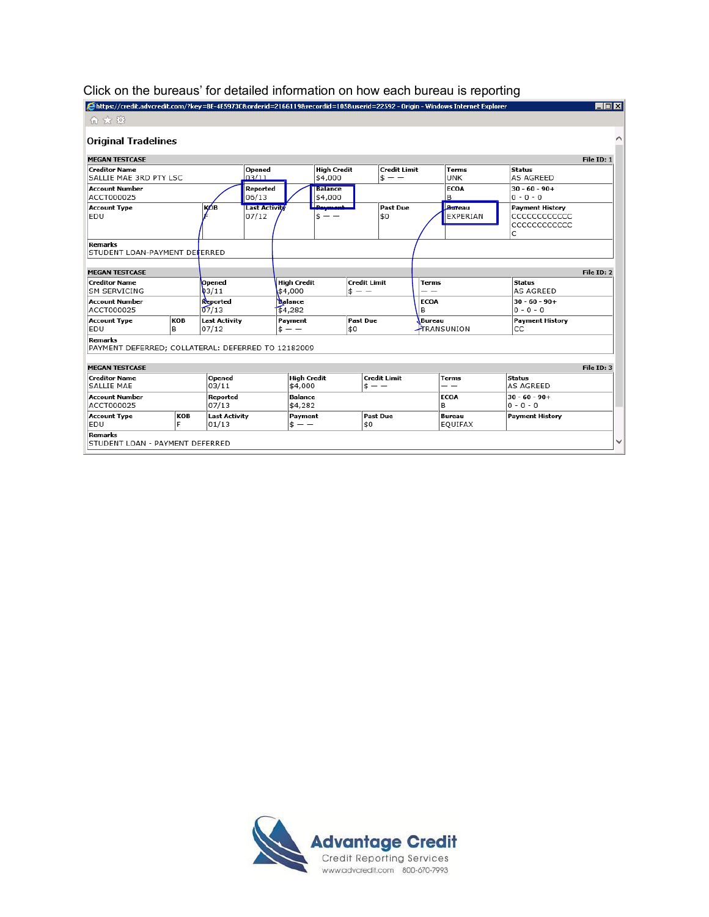Click on the bureaus' for detailed information on how each bureau is reporting

https://credit.advcredit.com/?key=8E-4E5973C8&orderid=2166119&recordid=105&userid=22592 - Origin - Windows Internet Explorer

## Original Tradelines

**MEGAN TESTCASE** — File ID: 1

| Creditor Name | | Opened | High Credit | Credit Limit | Terms | Status |
|---|---|---|---|---|---|---|
| SALLIE MAE 3RD PTY LSC | | 03/11 | $4,000 | $ — — | UNK | AS AGREED |
| **Account Number** | | **Reported** | **Balance** | | **ECOA** | **30 - 60 - 90+** |
| ACCT000025 | | 06/13 | $4,000 | | B | 0 - 0 - 0 |
| **Account Type** | **KOB** | **Last Activity** | **Payment** | **Past Due** | **Bureau** | **Payment History** |
| EDU | F | 07/12 | $ — — | $0 | EXPERIAN | CCCCCCCCCCCC CCCCCCCCCCCC C |

**Remarks**
STUDENT LOAN-PAYMENT DEFERRED

**MEGAN TESTCASE** — File ID: 2

| Creditor Name | | Opened | High Credit | Credit Limit | Terms | Status |
|---|---|---|---|---|---|---|
| SM SERVICING | | 03/11 | $4,000 | $ — — | — — | AS AGREED |
| **Account Number** | | **Reported** | **Balance** | | **ECOA** | **30 - 60 - 90+** |
| ACCT000025 | | 07/13 | $4,282 | | B | 0 - 0 - 0 |
| **Account Type** | **KOB** | **Last Activity** | **Payment** | **Past Due** | **Bureau** | **Payment History** |
| EDU | B | 07/12 | $ — — | $0 | TRANSUNION | CC |

**Remarks**
PAYMENT DEFERRED; COLLATERAL: DEFERRED TO 12182009

**MEGAN TESTCASE** — File ID: 3

| Creditor Name | | Opened | High Credit | Credit Limit | Terms | Status |
|---|---|---|---|---|---|---|
| SALLIE MAE | | 03/11 | $4,000 | $ — — | — — | AS AGREED |
| **Account Number** | | **Reported** | **Balance** | | **ECOA** | **30 - 60 - 90+** |
| ACCT000025 | | 07/13 | $4,282 | | B | 0 - 0 - 0 |
| **Account Type** | **KOB** | **Last Activity** | **Payment** | **Past Due** | **Bureau** | **Payment History** |
| EDU | F | 01/13 | $ — — | $0 | EQUIFAX | |

**Remarks**
STUDENT LOAN - PAYMENT DEFERRED

Advantage Credit
Credit Reporting Services
www.advcredit.com 800-670-7993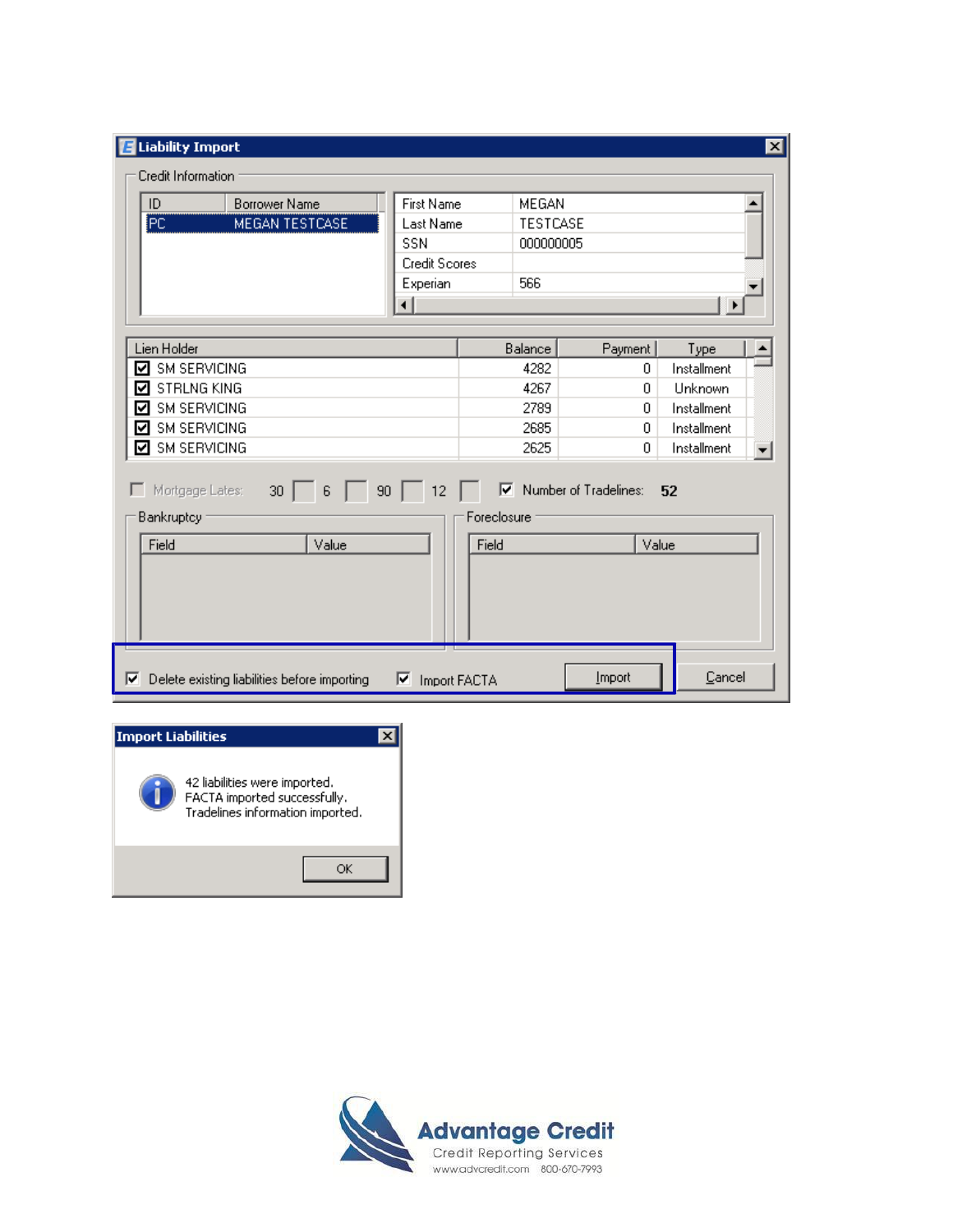**Liability Import**

Credit Information

| ID | Borrower Name |
|---|---|
| PC | MEGAN TESTCASE |

| | |
|---|---|
| First Name | MEGAN |
| Last Name | TESTCASE |
| SSN | 000000005 |
| Credit Scores | |
| Experian | 566 |

| Lien Holder | Balance | Payment | Type |
|---|---|---|---|
| ☑ SM SERVICING | 4282 | 0 | Installment |
| ☑ STRLNG KING | 4267 | 0 | Unknown |
| ☑ SM SERVICING | 2789 | 0 | Installment |
| ☑ SM SERVICING | 2685 | 0 | Installment |
| ☑ SM SERVICING | 2625 | 0 | Installment |

☐ Mortgage Lates: 30 ☐ 6 ☐ 90 ☐ 12 ☐ ☑ Number of Tradelines: **52**

Bankruptcy

| Field | Value |
|---|---|

Foreclosure

| Field | Value |
|---|---|

☑ Delete existing liabilities before importing ☑ Import FACTA [Import] [Cancel]

**Import Liabilities**

42 liabilities were imported.
FACTA imported successfully.
Tradelines information imported.

[OK]

Advantage Credit
Credit Reporting Services
www.advcredit.com 800-670-7993